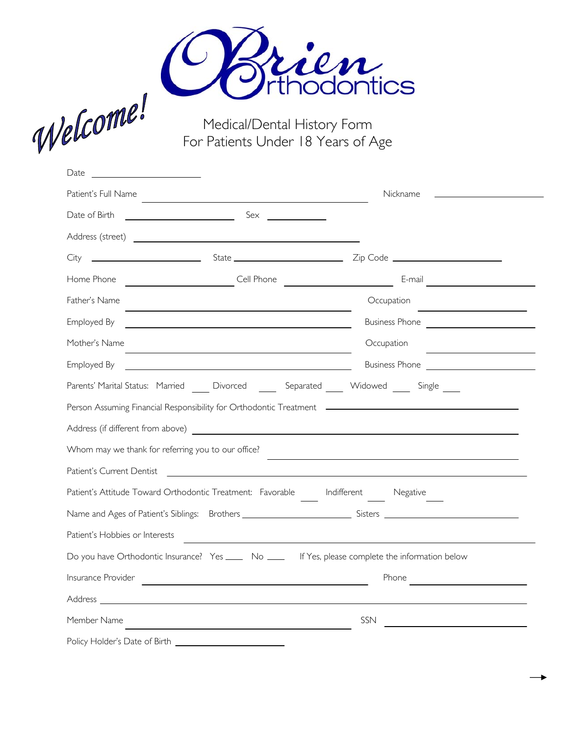Welcome!

# O'Brien Orthodontics

## Medical/Dental History Form
## For Patients Under 18 Years of Age

Date ____________________

Patient's Full Name ________________________________________ Nickname ____________________

Date of Birth ____________________ Sex __________

Address (street) ________________________________________

City ____________________ State ____________________ Zip Code ____________________

Home Phone ____________________ Cell Phone ____________________ E-mail ____________________

Father's Name ________________________________________ Occupation ____________________

Employed By ________________________________________ Business Phone ____________________

Mother's Name ________________________________________ Occupation ____________________

Employed By ________________________________________ Business Phone ____________________

Parents' Marital Status: Married ___ Divorced ___ Separated ___ Widowed ___ Single ___

Person Assuming Financial Responsibility for Orthodontic Treatment ________________________________________

Address (if different from above) ________________________________________

Whom may we thank for referring you to our office? ________________________________________

Patient's Current Dentist ________________________________________

Patient's Attitude Toward Orthodontic Treatment: Favorable ___ Indifferent ___ Negative ___

Name and Ages of Patient's Siblings: Brothers ____________________ Sisters ____________________

Patient's Hobbies or Interests ________________________________________

Do you have Orthodontic Insurance? Yes ___ No ___ If Yes, please complete the information below

Insurance Provider ________________________________________ Phone ____________________

Address ________________________________________

Member Name ________________________________________ SSN ____________________

Policy Holder's Date of Birth ____________________

→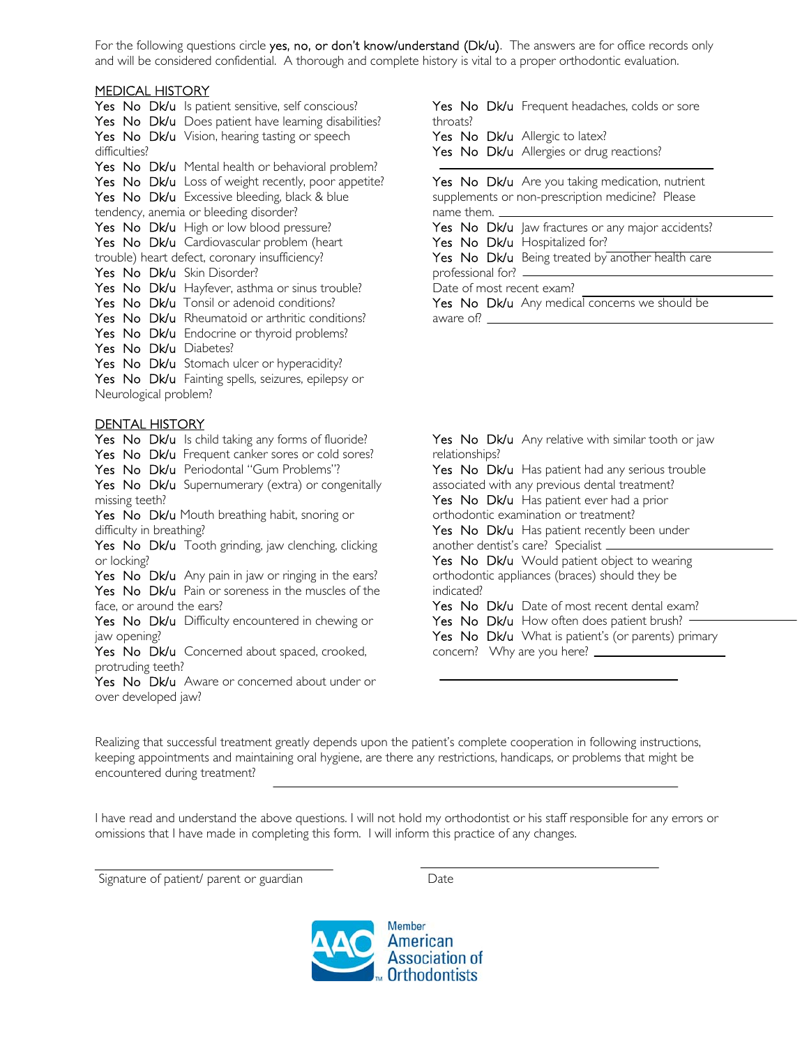For the following questions circle yes, no, or don't know/understand (Dk/u). The answers are for office records only and will be considered confidential. A thorough and complete history is vital to a proper orthodontic evaluation.

## MEDICAL HISTORY

Yes No Dk/u Is patient sensitive, self conscious?
Yes No Dk/u Does patient have learning disabilities?
Yes No Dk/u Vision, hearing tasting or speech difficulties?
Yes No Dk/u Mental health or behavioral problem?
Yes No Dk/u Loss of weight recently, poor appetite?
Yes No Dk/u Excessive bleeding, black & blue tendency, anemia or bleeding disorder?
Yes No Dk/u High or low blood pressure?
Yes No Dk/u Cardiovascular problem (heart trouble) heart defect, coronary insufficiency?
Yes No Dk/u Skin Disorder?
Yes No Dk/u Hayfever, asthma or sinus trouble?
Yes No Dk/u Tonsil or adenoid conditions?
Yes No Dk/u Rheumatoid or arthritic conditions?
Yes No Dk/u Endocrine or thyroid problems?
Yes No Dk/u Diabetes?
Yes No Dk/u Stomach ulcer or hyperacidity?
Yes No Dk/u Fainting spells, seizures, epilepsy or Neurological problem?

Yes No Dk/u Frequent headaches, colds or sore throats?
Yes No Dk/u Allergic to latex?
Yes No Dk/u Allergies or drug reactions? ____________________

Yes No Dk/u Are you taking medication, nutrient supplements or non-prescription medicine? Please name them. ____________________
Yes No Dk/u Jaw fractures or any major accidents?
Yes No Dk/u Hospitalized for? ____________________
Yes No Dk/u Being treated by another health care professional for? ____________________
Date of most recent exam? ____________________
Yes No Dk/u Any medical concerns we should be aware of? ____________________

## DENTAL HISTORY

Yes No Dk/u Is child taking any forms of fluoride?
Yes No Dk/u Frequent canker sores or cold sores?
Yes No Dk/u Periodontal "Gum Problems"?
Yes No Dk/u Supernumerary (extra) or congenitally missing teeth?
Yes No Dk/u Mouth breathing habit, snoring or difficulty in breathing?
Yes No Dk/u Tooth grinding, jaw clenching, clicking or locking?
Yes No Dk/u Any pain in jaw or ringing in the ears?
Yes No Dk/u Pain or soreness in the muscles of the face, or around the ears?
Yes No Dk/u Difficulty encountered in chewing or jaw opening?
Yes No Dk/u Concerned about spaced, crooked, protruding teeth?
Yes No Dk/u Aware or concerned about under or over developed jaw?

Yes No Dk/u Any relative with similar tooth or jaw relationships?
Yes No Dk/u Has patient had any serious trouble associated with any previous dental treatment?
Yes No Dk/u Has patient ever had a prior orthodontic examination or treatment?
Yes No Dk/u Has patient recently been under another dentist's care? Specialist ____________________
Yes No Dk/u Would patient object to wearing orthodontic appliances (braces) should they be indicated?
Yes No Dk/u Date of most recent dental exam?
Yes No Dk/u How often does patient brush? ____________________
Yes No Dk/u What is patient's (or parents) primary concern? Why are you here? ____________________

____________________

Realizing that successful treatment greatly depends upon the patient's complete cooperation in following instructions, keeping appointments and maintaining oral hygiene, are there any restrictions, handicaps, or problems that might be encountered during treatment?

____________________

I have read and understand the above questions. I will not hold my orthodontist or his staff responsible for any errors or omissions that I have made in completing this form. I will inform this practice of any changes.

____________________ ____________________
Signature of patient/ parent or guardian Date

AAO Member American Association of Orthodontists